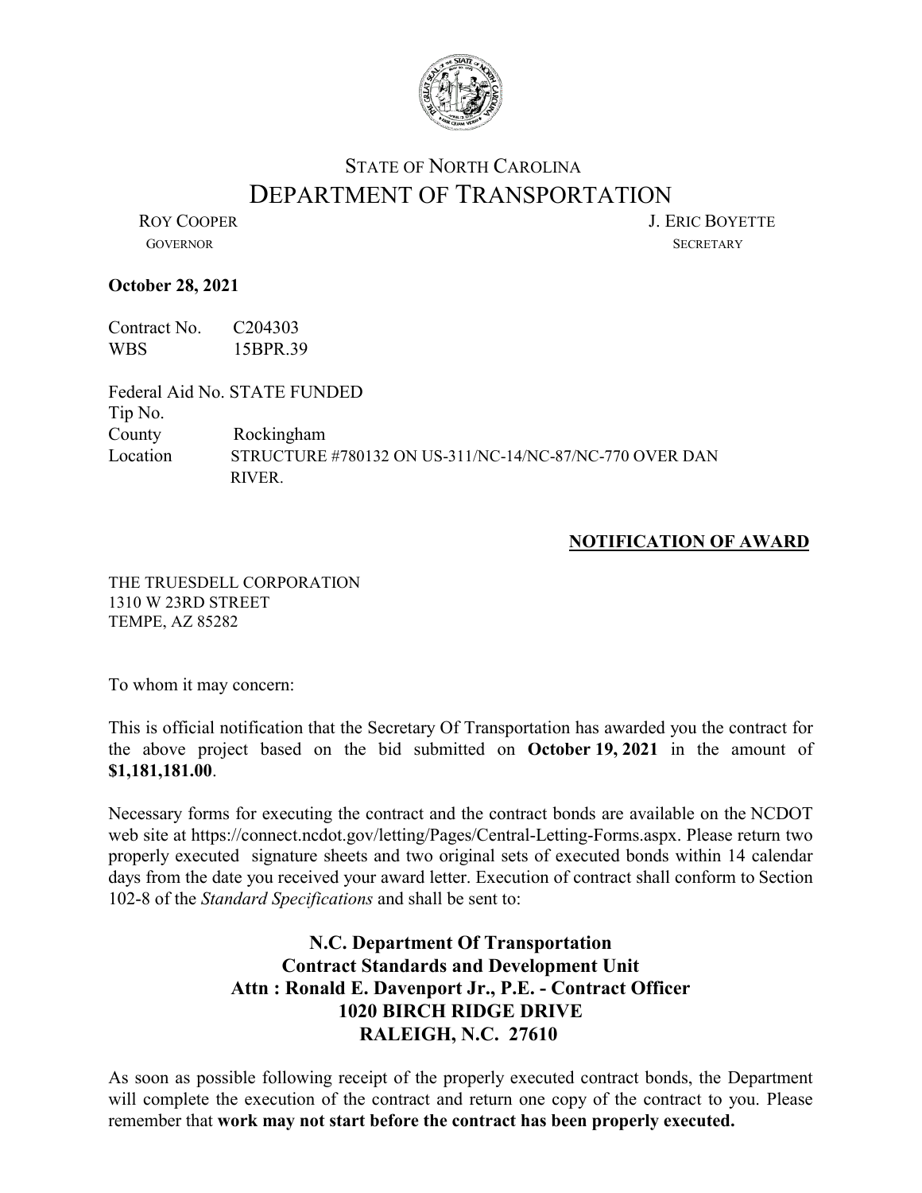STATE OF NORTH CAROLINA
# DEPARTMENT OF TRANSPORTATION

ROY COOPER
GOVERNOR

J. ERIC BOYETTE
SECRETARY

**October 28, 2021**

Contract No. C204303
WBS 15BPR.39

Federal Aid No. STATE FUNDED
Tip No.
County Rockingham
Location STRUCTURE #780132 ON US-311/NC-14/NC-87/NC-770 OVER DAN RIVER.

**NOTIFICATION OF AWARD**

THE TRUESDELL CORPORATION
1310 W 23RD STREET
TEMPE, AZ 85282

To whom it may concern:

This is official notification that the Secretary Of Transportation has awarded you the contract for the above project based on the bid submitted on **October 19, 2021** in the amount of **$1,181,181.00**.

Necessary forms for executing the contract and the contract bonds are available on the NCDOT web site at https://connect.ncdot.gov/letting/Pages/Central-Letting-Forms.aspx. Please return two properly executed signature sheets and two original sets of executed bonds within 14 calendar days from the date you received your award letter. Execution of contract shall conform to Section 102-8 of the *Standard Specifications* and shall be sent to:

**N.C. Department Of Transportation**
**Contract Standards and Development Unit**
**Attn : Ronald E. Davenport Jr., P.E. - Contract Officer**
**1020 BIRCH RIDGE DRIVE**
**RALEIGH, N.C. 27610**

As soon as possible following receipt of the properly executed contract bonds, the Department will complete the execution of the contract and return one copy of the contract to you. Please remember that **work may not start before the contract has been properly executed.**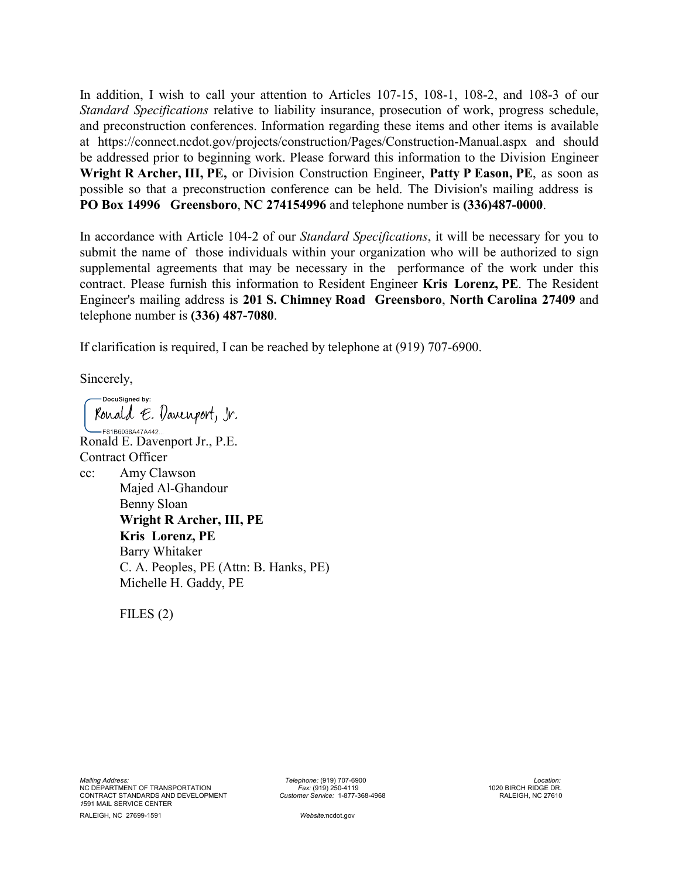In addition, I wish to call your attention to Articles 107-15, 108-1, 108-2, and 108-3 of our *Standard Specifications* relative to liability insurance, prosecution of work, progress schedule, and preconstruction conferences. Information regarding these items and other items is available at https://connect.ncdot.gov/projects/construction/Pages/Construction-Manual.aspx and should be addressed prior to beginning work. Please forward this information to the Division Engineer **Wright R Archer, III, PE,** or Division Construction Engineer, **Patty P Eason, PE**, as soon as possible so that a preconstruction conference can be held. The Division's mailing address is **PO Box 14996 Greensboro**, **NC 274154996** and telephone number is **(336)487-0000**.

In accordance with Article 104-2 of our *Standard Specifications*, it will be necessary for you to submit the name of those individuals within your organization who will be authorized to sign supplemental agreements that may be necessary in the performance of the work under this contract. Please furnish this information to Resident Engineer **Kris Lorenz, PE**. The Resident Engineer's mailing address is **201 S. Chimney Road Greensboro**, **North Carolina 27409** and telephone number is **(336) 487-7080**.

If clarification is required, I can be reached by telephone at (919) 707-6900.

Sincerely,

DocuSigned by:
Ronald E. Davenport, Jr.
F81B6038A47A442...

Ronald E. Davenport Jr., P.E.
Contract Officer

cc: Amy Clawson
Majed Al-Ghandour
Benny Sloan
**Wright R Archer, III, PE**
**Kris Lorenz, PE**
Barry Whitaker
C. A. Peoples, PE (Attn: B. Hanks, PE)
Michelle H. Gaddy, PE

FILES (2)

*Mailing Address:*
NC DEPARTMENT OF TRANSPORTATION
CONTRACT STANDARDS AND DEVELOPMENT
1591 MAIL SERVICE CENTER
RALEIGH, NC 27699-1591

*Telephone:* (919) 707-6900
*Fax:* (919) 250-4119
*Customer Service:* 1-877-368-4968
*Website:*ncdot.gov

*Location:*
1020 BIRCH RIDGE DR.
RALEIGH, NC 27610